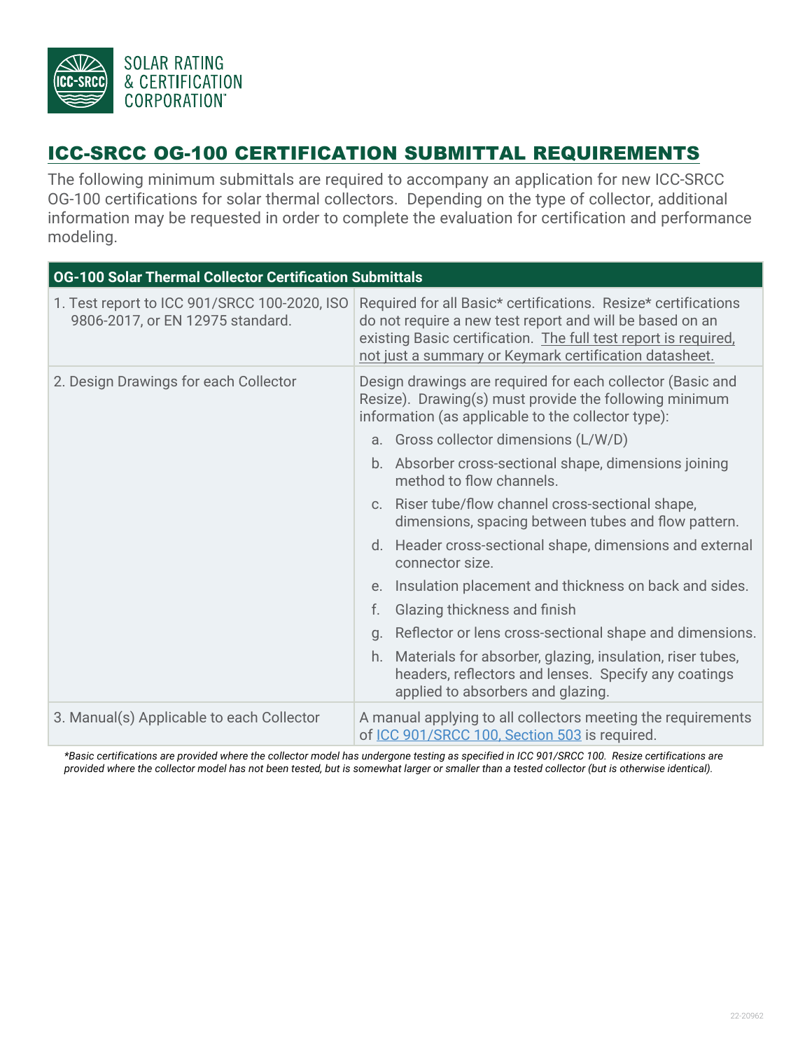# ICC-SRCC OG-100 CERTIFICATION SUBMITTAL REQUIREMENTS

The following minimum submittals are required to accompany an application for new ICC-SRCC OG-100 certifications for solar thermal collectors. Depending on the type of collector, additional information may be requested in order to complete the evaluation for certification and performance modeling.

| OG-100 Solar Thermal Collector Certification Submittals | |
|---|---|
| 1. Test report to ICC 901/SRCC 100-2020, ISO 9806-2017, or EN 12975 standard. | Required for all Basic* certifications. Resize* certifications do not require a new test report and will be based on an existing Basic certification. <u>The full test report is required, not just a summary or Keymark certification datasheet.</u> |
| 2. Design Drawings for each Collector | Design drawings are required for each collector (Basic and Resize). Drawing(s) must provide the following minimum information (as applicable to the collector type):<br>a. Gross collector dimensions (L/W/D)<br>b. Absorber cross-sectional shape, dimensions joining method to flow channels.<br>c. Riser tube/flow channel cross-sectional shape, dimensions, spacing between tubes and flow pattern.<br>d. Header cross-sectional shape, dimensions and external connector size.<br>e. Insulation placement and thickness on back and sides.<br>f. Glazing thickness and finish<br>g. Reflector or lens cross-sectional shape and dimensions.<br>h. Materials for absorber, glazing, insulation, riser tubes, headers, reflectors and lenses. Specify any coatings applied to absorbers and glazing. |
| 3. Manual(s) Applicable to each Collector | A manual applying to all collectors meeting the requirements of ICC 901/SRCC 100, Section 503 is required. |

*\*Basic certifications are provided where the collector model has undergone testing as specified in ICC 901/SRCC 100. Resize certifications are provided where the collector model has not been tested, but is somewhat larger or smaller than a tested collector (but is otherwise identical).*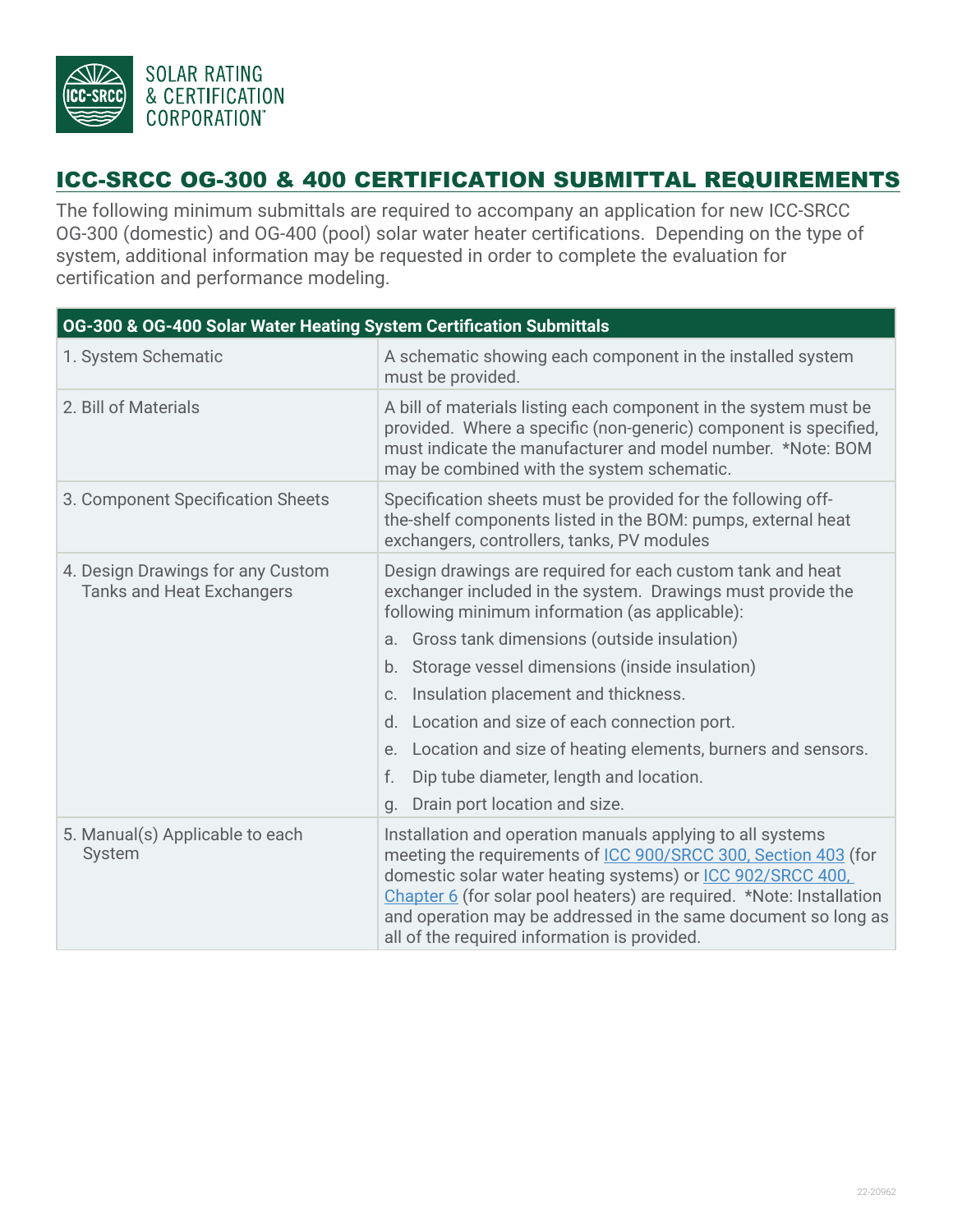SOLAR RATING & CERTIFICATION CORPORATION

# ICC-SRCC OG-300 & 400 CERTIFICATION SUBMITTAL REQUIREMENTS

The following minimum submittals are required to accompany an application for new ICC-SRCC OG-300 (domestic) and OG-400 (pool) solar water heater certifications. Depending on the type of system, additional information may be requested in order to complete the evaluation for certification and performance modeling.

| OG-300 & OG-400 Solar Water Heating System Certification Submittals | |
|---|---|
| 1. System Schematic | A schematic showing each component in the installed system must be provided. |
| 2. Bill of Materials | A bill of materials listing each component in the system must be provided. Where a specific (non-generic) component is specified, must indicate the manufacturer and model number. *Note: BOM may be combined with the system schematic. |
| 3. Component Specification Sheets | Specification sheets must be provided for the following off-the-shelf components listed in the BOM: pumps, external heat exchangers, controllers, tanks, PV modules |
| 4. Design Drawings for any Custom Tanks and Heat Exchangers | Design drawings are required for each custom tank and heat exchanger included in the system. Drawings must provide the following minimum information (as applicable):<br>a. Gross tank dimensions (outside insulation)<br>b. Storage vessel dimensions (inside insulation)<br>c. Insulation placement and thickness.<br>d. Location and size of each connection port.<br>e. Location and size of heating elements, burners and sensors.<br>f. Dip tube diameter, length and location.<br>g. Drain port location and size. |
| 5. Manual(s) Applicable to each System | Installation and operation manuals applying to all systems meeting the requirements of ICC 900/SRCC 300, Section 403 (for domestic solar water heating systems) or ICC 902/SRCC 400, Chapter 6 (for solar pool heaters) are required. *Note: Installation and operation may be addressed in the same document so long as all of the required information is provided. |

22-20962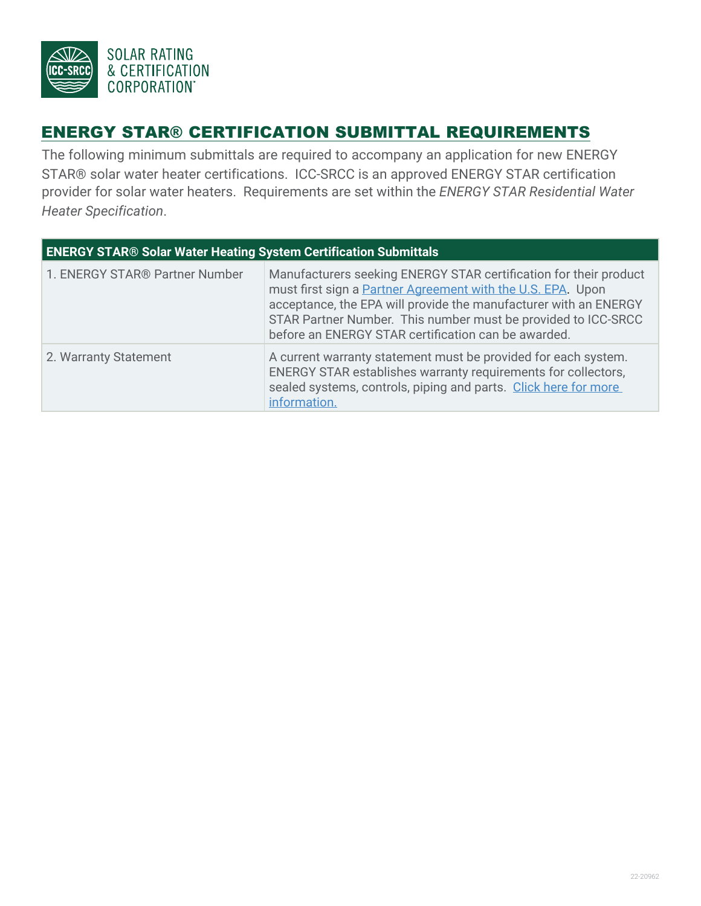SOLAR RATING & CERTIFICATION CORPORATION

## ENERGY STAR® CERTIFICATION SUBMITTAL REQUIREMENTS

The following minimum submittals are required to accompany an application for new ENERGY STAR® solar water heater certifications. ICC-SRCC is an approved ENERGY STAR certification provider for solar water heaters. Requirements are set within the *ENERGY STAR Residential Water Heater Specification*.

| ENERGY STAR® Solar Water Heating System Certification Submittals | |
|---|---|
| 1. ENERGY STAR® Partner Number | Manufacturers seeking ENERGY STAR certification for their product must first sign a Partner Agreement with the U.S. EPA. Upon acceptance, the EPA will provide the manufacturer with an ENERGY STAR Partner Number. This number must be provided to ICC-SRCC before an ENERGY STAR certification can be awarded. |
| 2. Warranty Statement | A current warranty statement must be provided for each system. ENERGY STAR establishes warranty requirements for collectors, sealed systems, controls, piping and parts. Click here for more information. |

22-20962